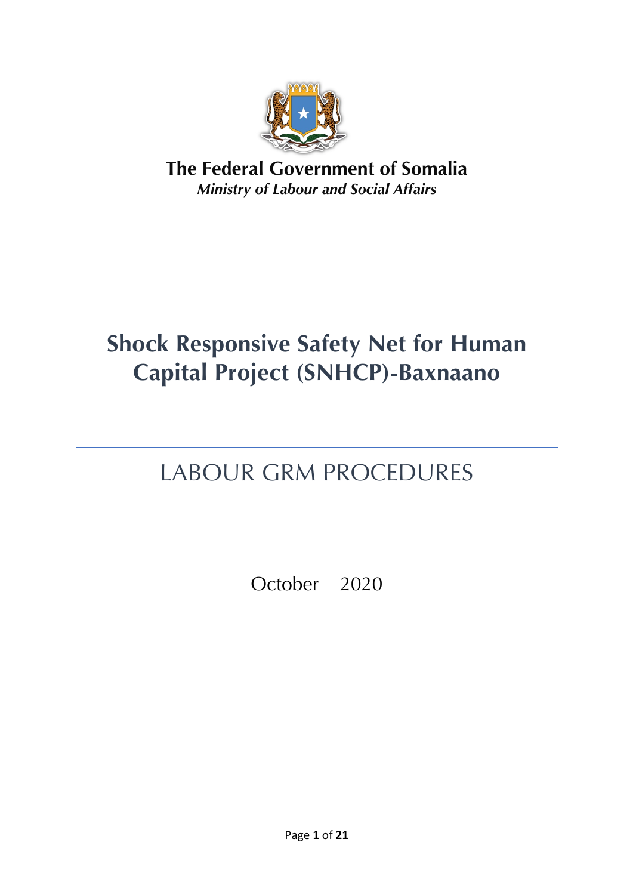**The Federal Government of Somalia**

***Ministry of Labour and Social Affairs***

# Shock Responsive Safety Net for Human Capital Project (SNHCP)-Baxnaano

---

## LABOUR GRM PROCEDURES

---

October 2020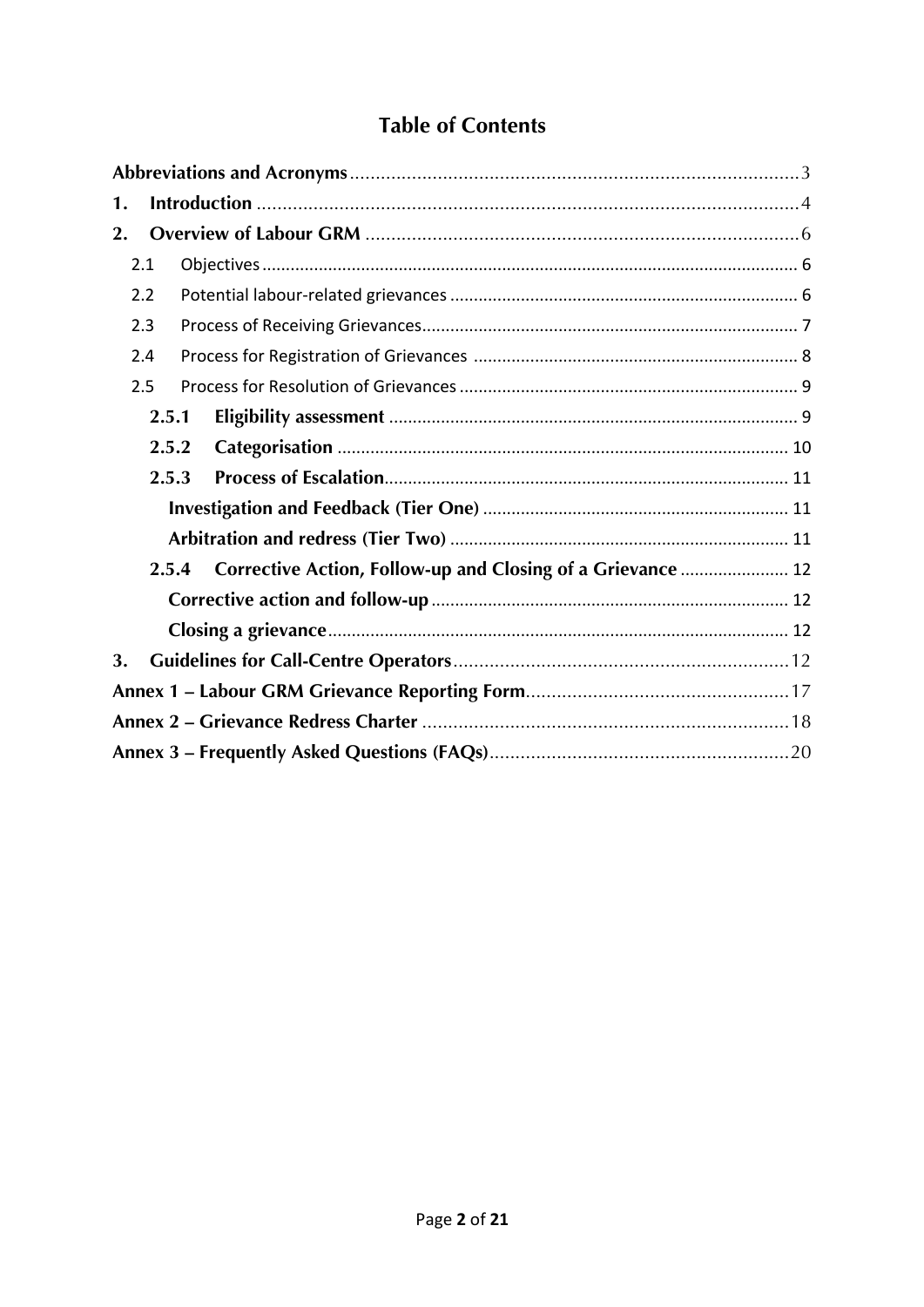# Table of Contents

- Abbreviations and Acronyms ........ 3
- 1. Introduction ........ 4
- 2. Overview of Labour GRM ........ 6
  - 2.1 Objectives ........ 6
  - 2.2 Potential labour-related grievances ........ 6
  - 2.3 Process of Receiving Grievances ........ 7
  - 2.4 Process for Registration of Grievances ........ 8
  - 2.5 Process for Resolution of Grievances ........ 9
    - 2.5.1 Eligibility assessment ........ 9
    - 2.5.2 Categorisation ........ 10
    - 2.5.3 Process of Escalation ........ 11
      - Investigation and Feedback (Tier One) ........ 11
      - Arbitration and redress (Tier Two) ........ 11
    - 2.5.4 Corrective Action, Follow-up and Closing of a Grievance ........ 12
      - Corrective action and follow-up ........ 12
      - Closing a grievance ........ 12
- 3. Guidelines for Call-Centre Operators ........ 12
- Annex 1 – Labour GRM Grievance Reporting Form ........ 17
- Annex 2 – Grievance Redress Charter ........ 18
- Annex 3 – Frequently Asked Questions (FAQs) ........ 20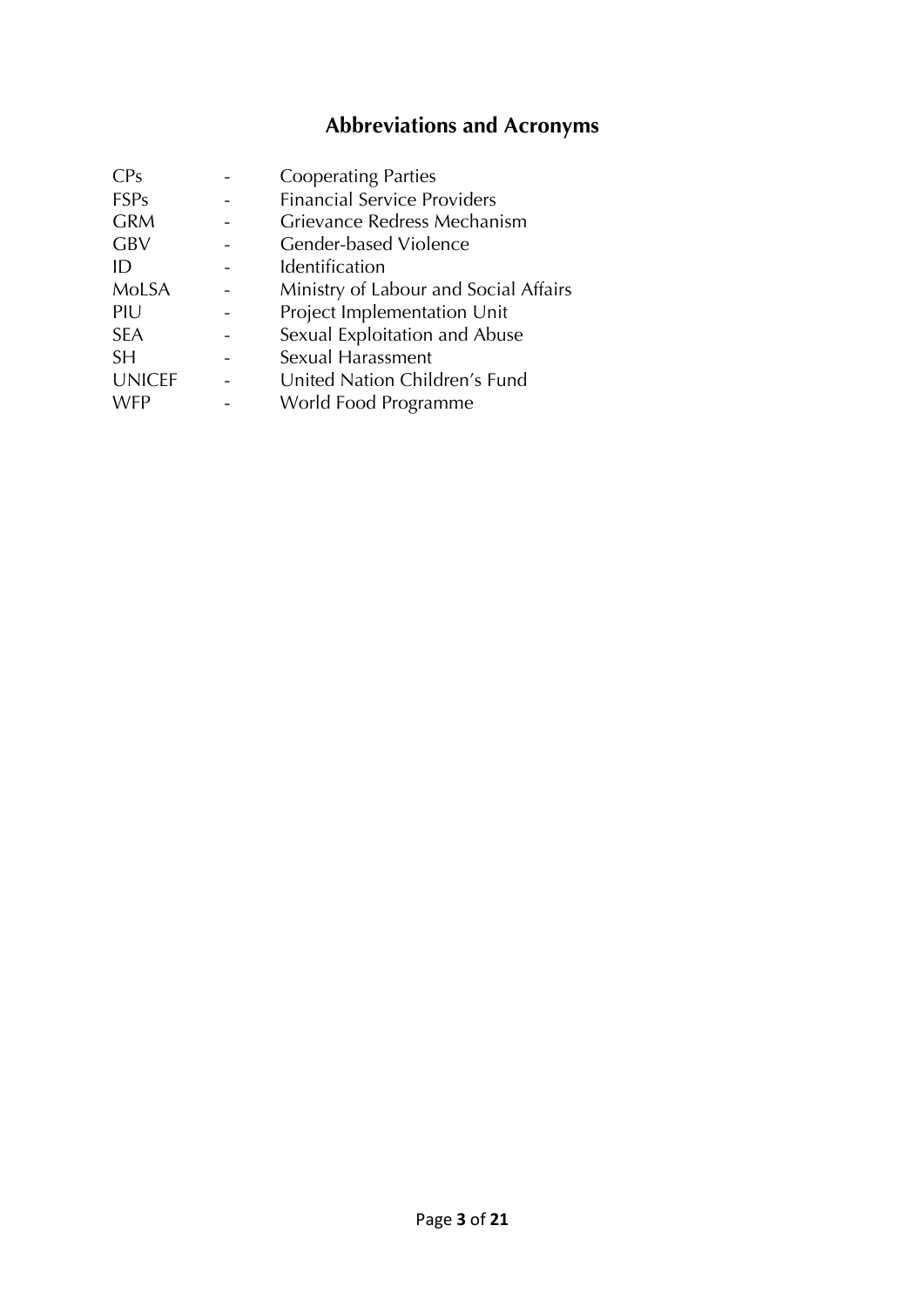# Abbreviations and Acronyms

| | | |
|---|---|---|
| CPs | - | Cooperating Parties |
| FSPs | - | Financial Service Providers |
| GRM | - | Grievance Redress Mechanism |
| GBV | - | Gender-based Violence |
| ID | - | Identification |
| MoLSA | - | Ministry of Labour and Social Affairs |
| PIU | - | Project Implementation Unit |
| SEA | - | Sexual Exploitation and Abuse |
| SH | - | Sexual Harassment |
| UNICEF | - | United Nation Children's Fund |
| WFP | - | World Food Programme |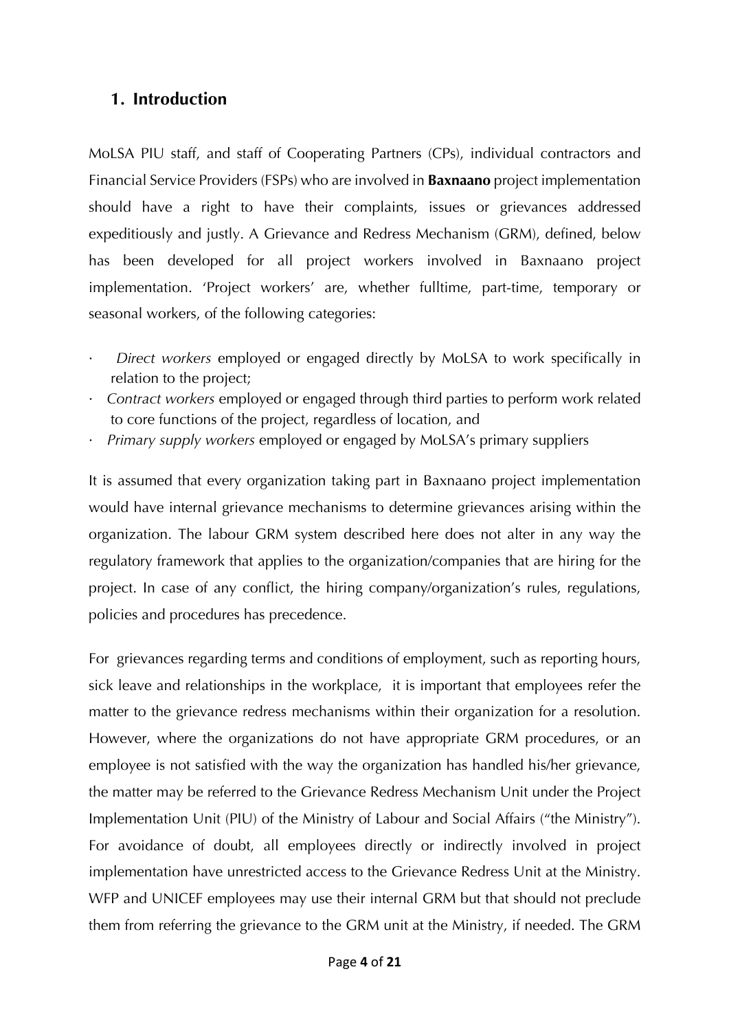## 1. Introduction

MoLSA PIU staff, and staff of Cooperating Partners (CPs), individual contractors and Financial Service Providers (FSPs) who are involved in **Baxnaano** project implementation should have a right to have their complaints, issues or grievances addressed expeditiously and justly. A Grievance and Redress Mechanism (GRM), defined, below has been developed for all project workers involved in Baxnaano project implementation. 'Project workers' are, whether fulltime, part-time, temporary or seasonal workers, of the following categories:

- *Direct workers* employed or engaged directly by MoLSA to work specifically in relation to the project;
- *Contract workers* employed or engaged through third parties to perform work related to core functions of the project, regardless of location, and
- *Primary supply workers* employed or engaged by MoLSA's primary suppliers

It is assumed that every organization taking part in Baxnaano project implementation would have internal grievance mechanisms to determine grievances arising within the organization. The labour GRM system described here does not alter in any way the regulatory framework that applies to the organization/companies that are hiring for the project. In case of any conflict, the hiring company/organization's rules, regulations, policies and procedures has precedence.

For grievances regarding terms and conditions of employment, such as reporting hours, sick leave and relationships in the workplace, it is important that employees refer the matter to the grievance redress mechanisms within their organization for a resolution. However, where the organizations do not have appropriate GRM procedures, or an employee is not satisfied with the way the organization has handled his/her grievance, the matter may be referred to the Grievance Redress Mechanism Unit under the Project Implementation Unit (PIU) of the Ministry of Labour and Social Affairs ("the Ministry"). For avoidance of doubt, all employees directly or indirectly involved in project implementation have unrestricted access to the Grievance Redress Unit at the Ministry. WFP and UNICEF employees may use their internal GRM but that should not preclude them from referring the grievance to the GRM unit at the Ministry, if needed. The GRM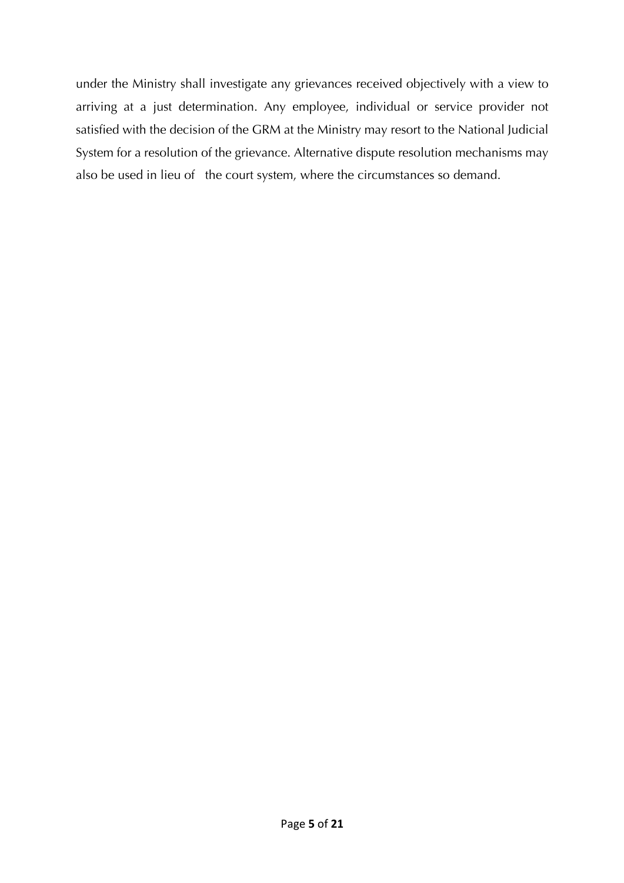under the Ministry shall investigate any grievances received objectively with a view to arriving at a just determination. Any employee, individual or service provider not satisfied with the decision of the GRM at the Ministry may resort to the National Judicial System for a resolution of the grievance. Alternative dispute resolution mechanisms may also be used in lieu of the court system, where the circumstances so demand.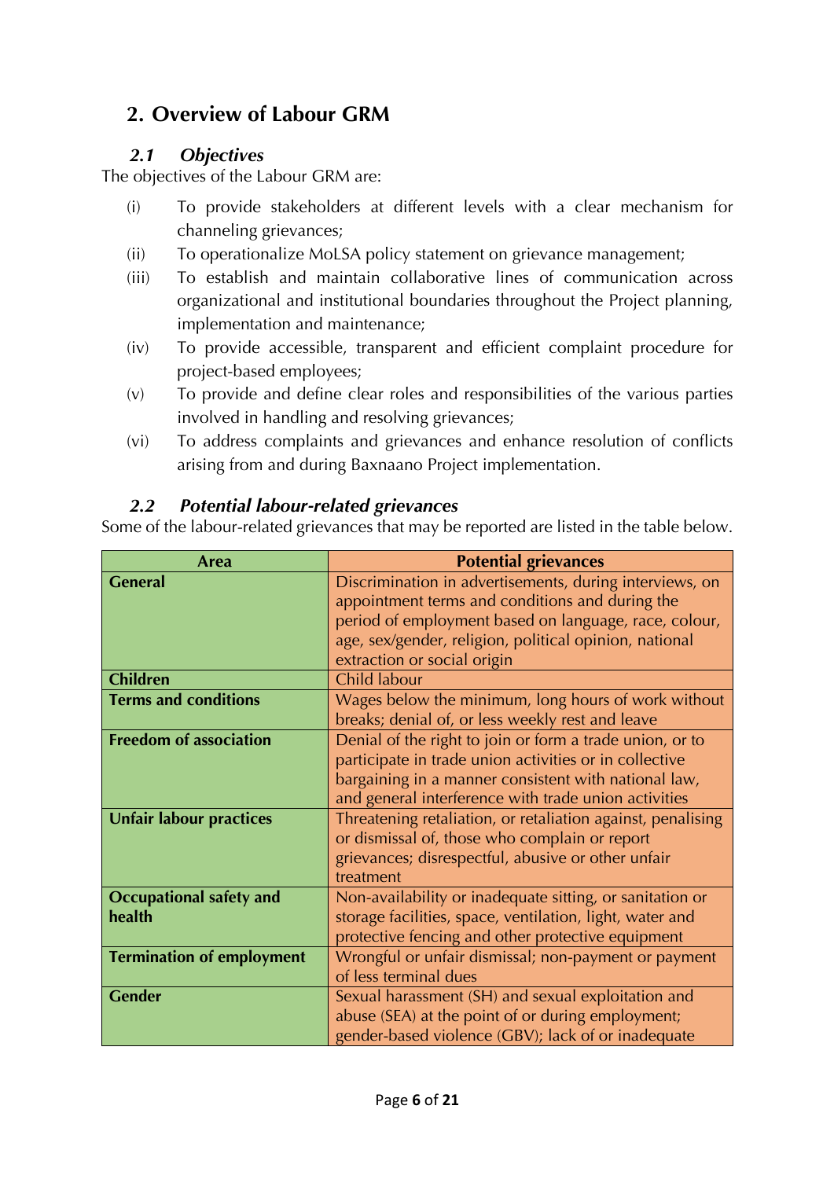## 2. Overview of Labour GRM

### *2.1 Objectives*

The objectives of the Labour GRM are:

(i) To provide stakeholders at different levels with a clear mechanism for channeling grievances;

(ii) To operationalize MoLSA policy statement on grievance management;

(iii) To establish and maintain collaborative lines of communication across organizational and institutional boundaries throughout the Project planning, implementation and maintenance;

(iv) To provide accessible, transparent and efficient complaint procedure for project-based employees;

(v) To provide and define clear roles and responsibilities of the various parties involved in handling and resolving grievances;

(vi) To address complaints and grievances and enhance resolution of conflicts arising from and during Baxnaano Project implementation.

### *2.2 Potential labour-related grievances*

Some of the labour-related grievances that may be reported are listed in the table below.

| Area | Potential grievances |
|---|---|
| **General** | Discrimination in advertisements, during interviews, on appointment terms and conditions and during the period of employment based on language, race, colour, age, sex/gender, religion, political opinion, national extraction or social origin |
| **Children** | Child labour |
| **Terms and conditions** | Wages below the minimum, long hours of work without breaks; denial of, or less weekly rest and leave |
| **Freedom of association** | Denial of the right to join or form a trade union, or to participate in trade union activities or in collective bargaining in a manner consistent with national law, and general interference with trade union activities |
| **Unfair labour practices** | Threatening retaliation, or retaliation against, penalising or dismissal of, those who complain or report grievances; disrespectful, abusive or other unfair treatment |
| **Occupational safety and health** | Non-availability or inadequate sitting, or sanitation or storage facilities, space, ventilation, light, water and protective fencing and other protective equipment |
| **Termination of employment** | Wrongful or unfair dismissal; non-payment or payment of less terminal dues |
| **Gender** | Sexual harassment (SH) and sexual exploitation and abuse (SEA) at the point of or during employment; gender-based violence (GBV); lack of or inadequate |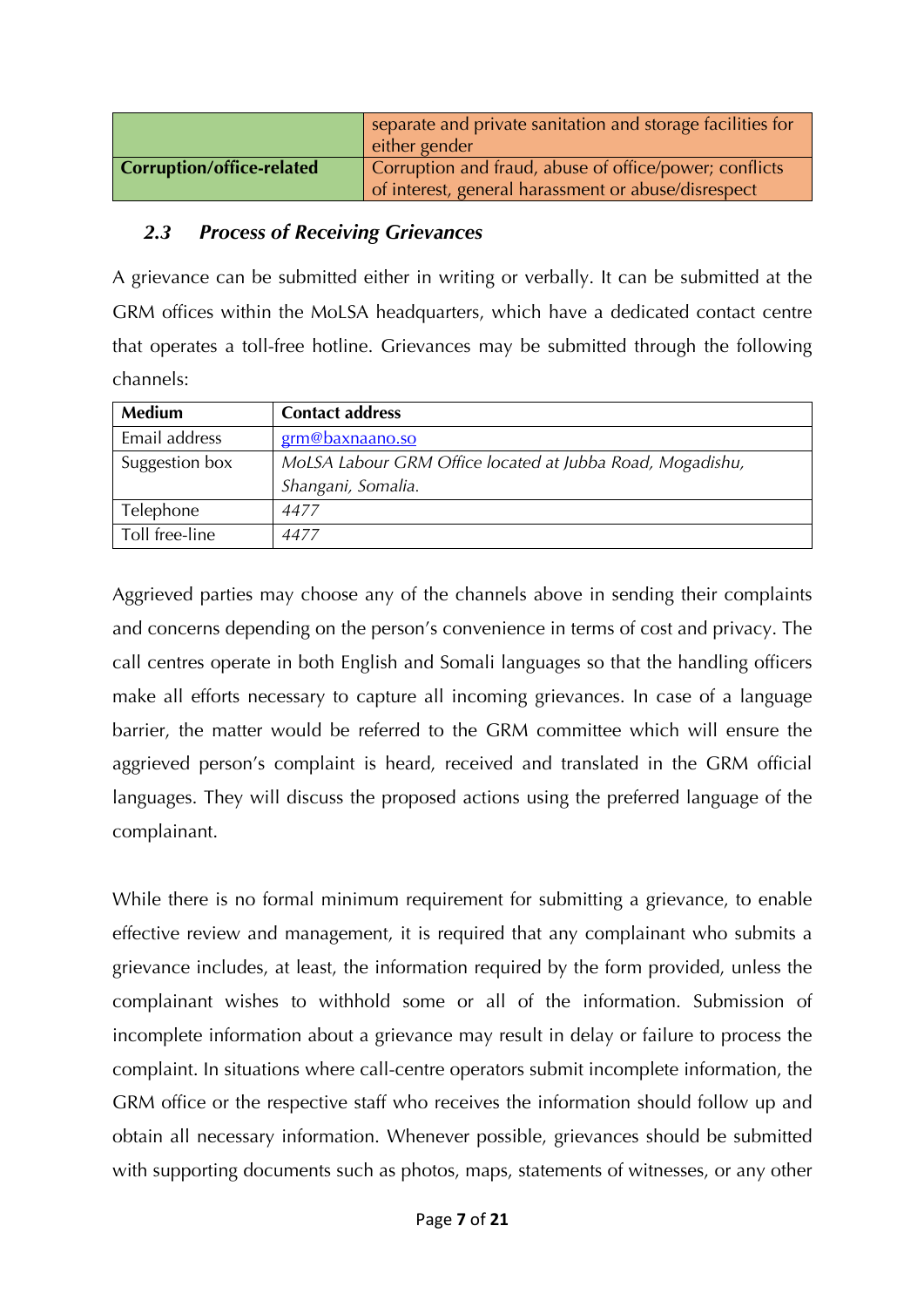| | |
|---|---|
| | separate and private sanitation and storage facilities for either gender |
| **Corruption/office-related** | Corruption and fraud, abuse of office/power; conflicts of interest, general harassment or abuse/disrespect |

### *2.3 Process of Receiving Grievances*

A grievance can be submitted either in writing or verbally. It can be submitted at the GRM offices within the MoLSA headquarters, which have a dedicated contact centre that operates a toll-free hotline. Grievances may be submitted through the following channels:

| **Medium** | **Contact address** |
|---|---|
| Email address | grm@baxnaano.so |
| Suggestion box | *MoLSA Labour GRM Office located at Jubba Road, Mogadishu, Shangani, Somalia.* |
| Telephone | *4477* |
| Toll free-line | *4477* |

Aggrieved parties may choose any of the channels above in sending their complaints and concerns depending on the person's convenience in terms of cost and privacy. The call centres operate in both English and Somali languages so that the handling officers make all efforts necessary to capture all incoming grievances. In case of a language barrier, the matter would be referred to the GRM committee which will ensure the aggrieved person's complaint is heard, received and translated in the GRM official languages. They will discuss the proposed actions using the preferred language of the complainant.

While there is no formal minimum requirement for submitting a grievance, to enable effective review and management, it is required that any complainant who submits a grievance includes, at least, the information required by the form provided, unless the complainant wishes to withhold some or all of the information. Submission of incomplete information about a grievance may result in delay or failure to process the complaint. In situations where call-centre operators submit incomplete information, the GRM office or the respective staff who receives the information should follow up and obtain all necessary information. Whenever possible, grievances should be submitted with supporting documents such as photos, maps, statements of witnesses, or any other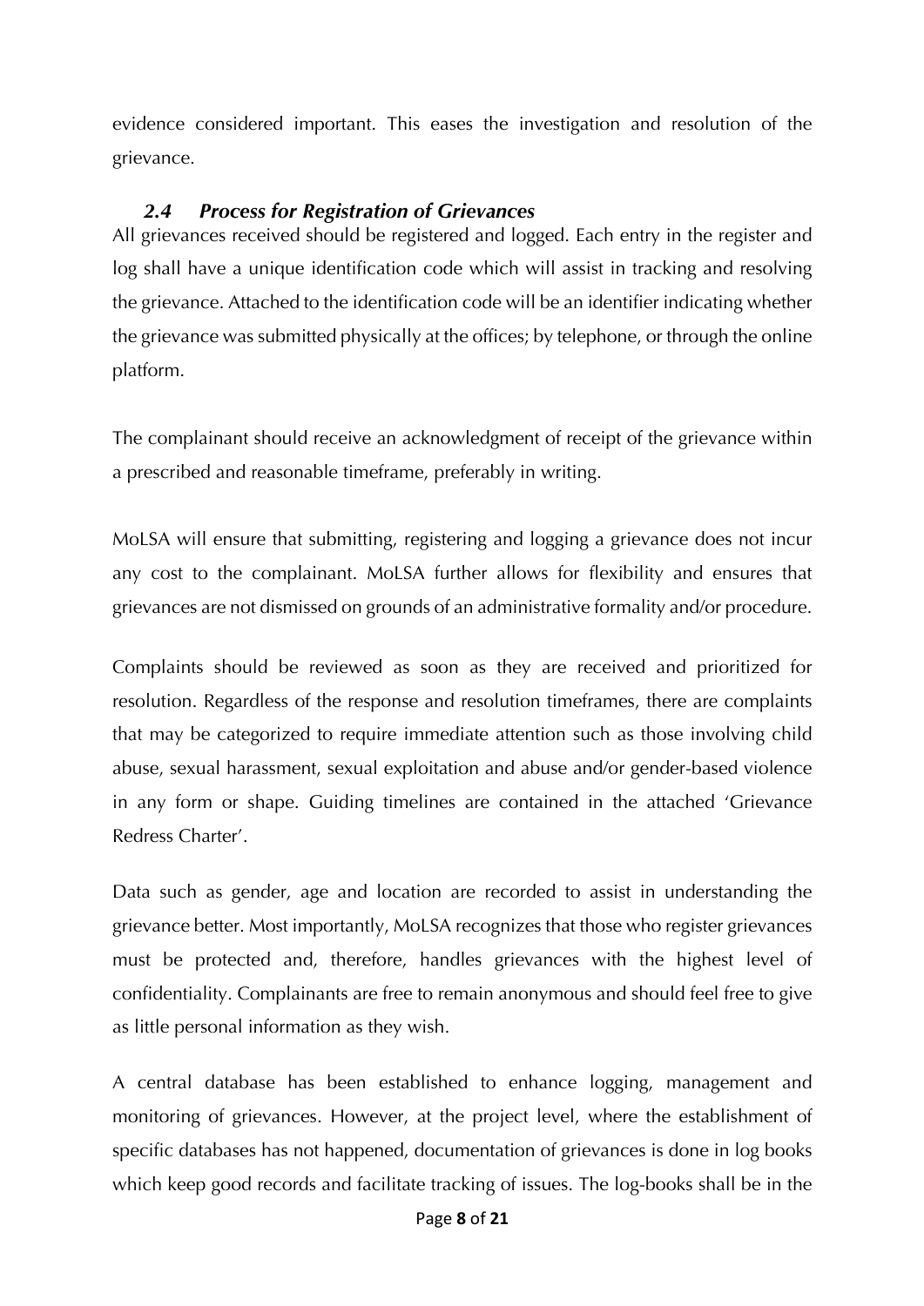evidence considered important. This eases the investigation and resolution of the grievance.

### *2.4 Process for Registration of Grievances*

All grievances received should be registered and logged. Each entry in the register and log shall have a unique identification code which will assist in tracking and resolving the grievance. Attached to the identification code will be an identifier indicating whether the grievance was submitted physically at the offices; by telephone, or through the online platform.

The complainant should receive an acknowledgment of receipt of the grievance within a prescribed and reasonable timeframe, preferably in writing.

MoLSA will ensure that submitting, registering and logging a grievance does not incur any cost to the complainant. MoLSA further allows for flexibility and ensures that grievances are not dismissed on grounds of an administrative formality and/or procedure.

Complaints should be reviewed as soon as they are received and prioritized for resolution. Regardless of the response and resolution timeframes, there are complaints that may be categorized to require immediate attention such as those involving child abuse, sexual harassment, sexual exploitation and abuse and/or gender-based violence in any form or shape. Guiding timelines are contained in the attached 'Grievance Redress Charter'.

Data such as gender, age and location are recorded to assist in understanding the grievance better. Most importantly, MoLSA recognizes that those who register grievances must be protected and, therefore, handles grievances with the highest level of confidentiality. Complainants are free to remain anonymous and should feel free to give as little personal information as they wish.

A central database has been established to enhance logging, management and monitoring of grievances. However, at the project level, where the establishment of specific databases has not happened, documentation of grievances is done in log books which keep good records and facilitate tracking of issues. The log-books shall be in the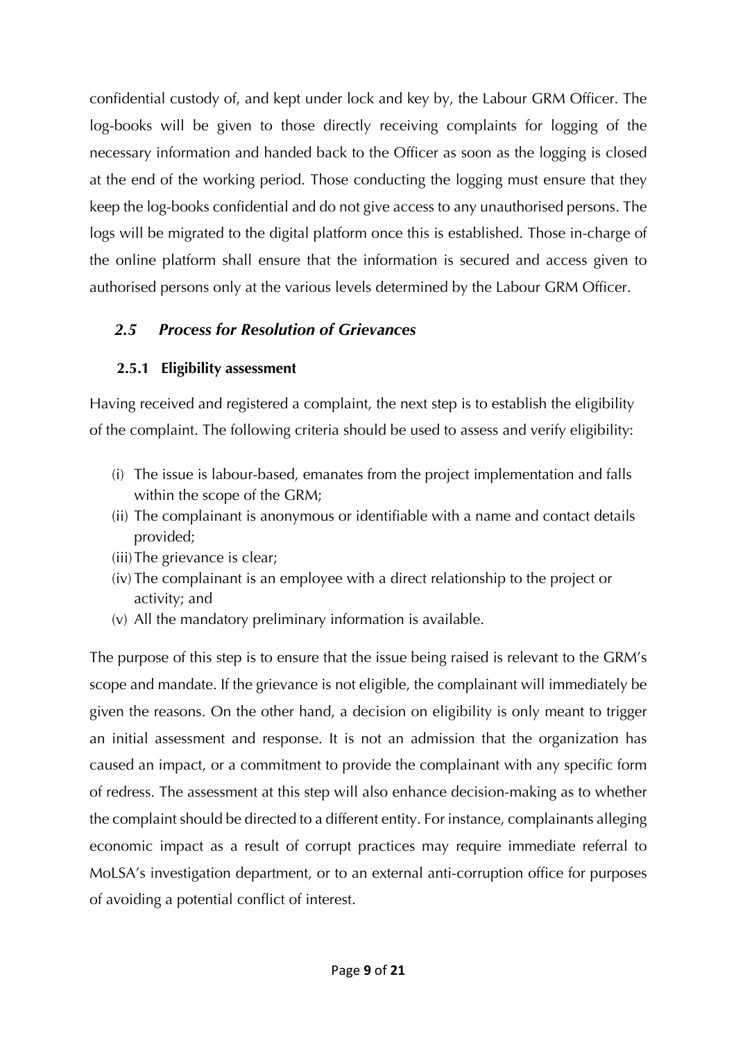confidential custody of, and kept under lock and key by, the Labour GRM Officer. The log-books will be given to those directly receiving complaints for logging of the necessary information and handed back to the Officer as soon as the logging is closed at the end of the working period. Those conducting the logging must ensure that they keep the log-books confidential and do not give access to any unauthorised persons. The logs will be migrated to the digital platform once this is established. Those in-charge of the online platform shall ensure that the information is secured and access given to authorised persons only at the various levels determined by the Labour GRM Officer.

## *2.5 Process for Resolution of Grievances*

### 2.5.1 Eligibility assessment

Having received and registered a complaint, the next step is to establish the eligibility of the complaint. The following criteria should be used to assess and verify eligibility:

(i) The issue is labour-based, emanates from the project implementation and falls within the scope of the GRM;
(ii) The complainant is anonymous or identifiable with a name and contact details provided;
(iii) The grievance is clear;
(iv) The complainant is an employee with a direct relationship to the project or activity; and
(v) All the mandatory preliminary information is available.

The purpose of this step is to ensure that the issue being raised is relevant to the GRM's scope and mandate. If the grievance is not eligible, the complainant will immediately be given the reasons. On the other hand, a decision on eligibility is only meant to trigger an initial assessment and response. It is not an admission that the organization has caused an impact, or a commitment to provide the complainant with any specific form of redress. The assessment at this step will also enhance decision-making as to whether the complaint should be directed to a different entity. For instance, complainants alleging economic impact as a result of corrupt practices may require immediate referral to MoLSA's investigation department, or to an external anti-corruption office for purposes of avoiding a potential conflict of interest.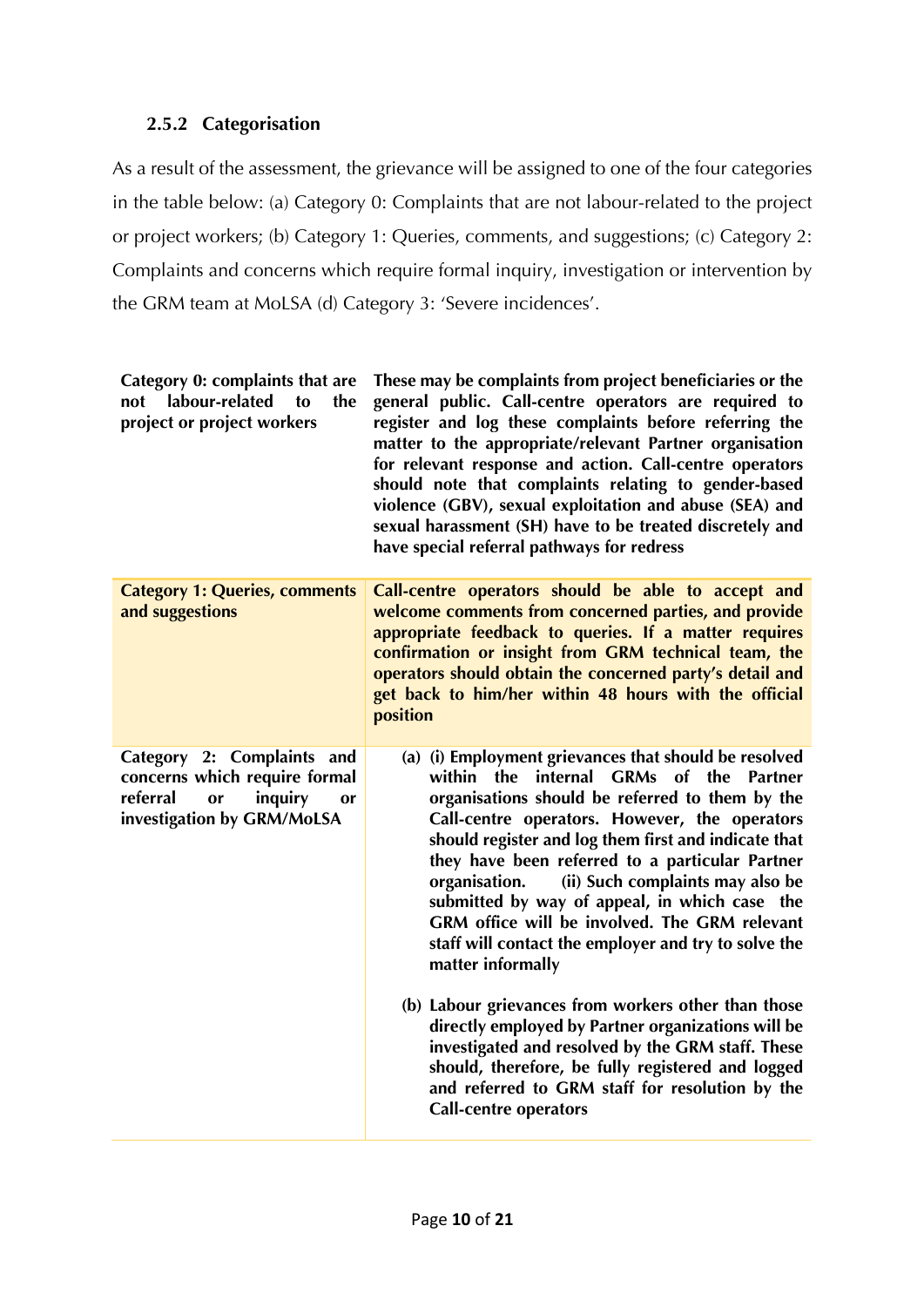### 2.5.2 Categorisation

As a result of the assessment, the grievance will be assigned to one of the four categories in the table below: (a) Category 0: Complaints that are not labour-related to the project or project workers; (b) Category 1: Queries, comments, and suggestions; (c) Category 2: Complaints and concerns which require formal inquiry, investigation or intervention by the GRM team at MoLSA (d) Category 3: 'Severe incidences'.

| | |
|---|---|
| **Category 0: complaints that are not labour-related to the project or project workers** | **These may be complaints from project beneficiaries or the general public. Call-centre operators are required to register and log these complaints before referring the matter to the appropriate/relevant Partner organisation for relevant response and action. Call-centre operators should note that complaints relating to gender-based violence (GBV), sexual exploitation and abuse (SEA) and sexual harassment (SH) have to be treated discretely and have special referral pathways for redress** |
| **Category 1: Queries, comments and suggestions** | **Call-centre operators should be able to accept and welcome comments from concerned parties, and provide appropriate feedback to queries. If a matter requires confirmation or insight from GRM technical team, the operators should obtain the concerned party's detail and get back to him/her within 48 hours with the official position** |
| **Category 2: Complaints and concerns which require formal referral or inquiry or investigation by GRM/MoLSA** | **(a) (i) Employment grievances that should be resolved within the internal GRMs of the Partner organisations should be referred to them by the Call-centre operators. However, the operators should register and log them first and indicate that they have been referred to a particular Partner organisation. (ii) Such complaints may also be submitted by way of appeal, in which case the GRM office will be involved. The GRM relevant staff will contact the employer and try to solve the matter informally**<br><br>**(b) Labour grievances from workers other than those directly employed by Partner organizations will be investigated and resolved by the GRM staff. These should, therefore, be fully registered and logged and referred to GRM staff for resolution by the Call-centre operators** |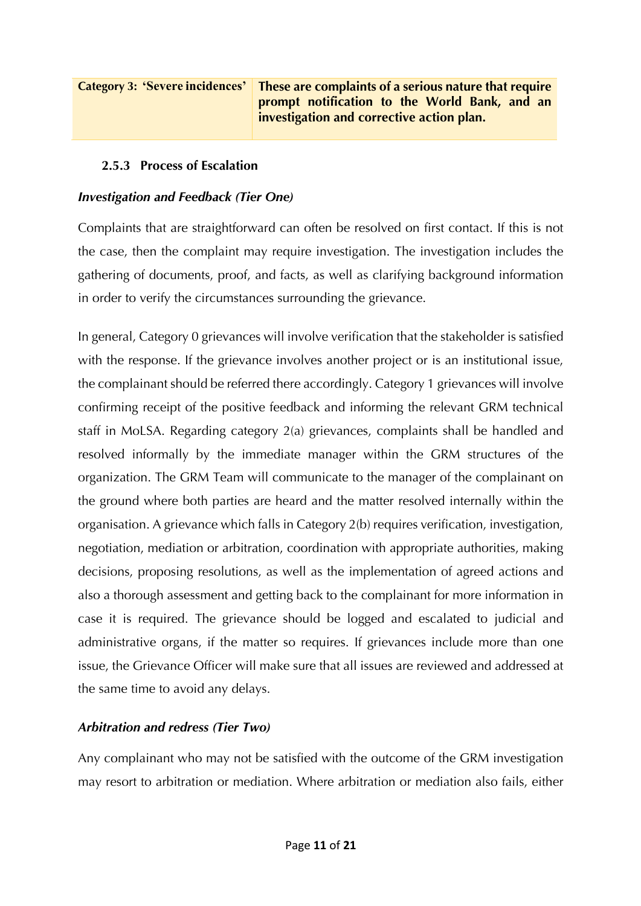| Category 3: 'Severe incidences' | These are complaints of a serious nature that require prompt notification to the World Bank, and an investigation and corrective action plan. |
|---|---|

### 2.5.3 Process of Escalation

***Investigation and Feedback (Tier One)***

Complaints that are straightforward can often be resolved on first contact. If this is not the case, then the complaint may require investigation. The investigation includes the gathering of documents, proof, and facts, as well as clarifying background information in order to verify the circumstances surrounding the grievance.

In general, Category 0 grievances will involve verification that the stakeholder is satisfied with the response. If the grievance involves another project or is an institutional issue, the complainant should be referred there accordingly. Category 1 grievances will involve confirming receipt of the positive feedback and informing the relevant GRM technical staff in MoLSA. Regarding category 2(a) grievances, complaints shall be handled and resolved informally by the immediate manager within the GRM structures of the organization. The GRM Team will communicate to the manager of the complainant on the ground where both parties are heard and the matter resolved internally within the organisation. A grievance which falls in Category 2(b) requires verification, investigation, negotiation, mediation or arbitration, coordination with appropriate authorities, making decisions, proposing resolutions, as well as the implementation of agreed actions and also a thorough assessment and getting back to the complainant for more information in case it is required. The grievance should be logged and escalated to judicial and administrative organs, if the matter so requires. If grievances include more than one issue, the Grievance Officer will make sure that all issues are reviewed and addressed at the same time to avoid any delays.

***Arbitration and redress (Tier Two)***

Any complainant who may not be satisfied with the outcome of the GRM investigation may resort to arbitration or mediation. Where arbitration or mediation also fails, either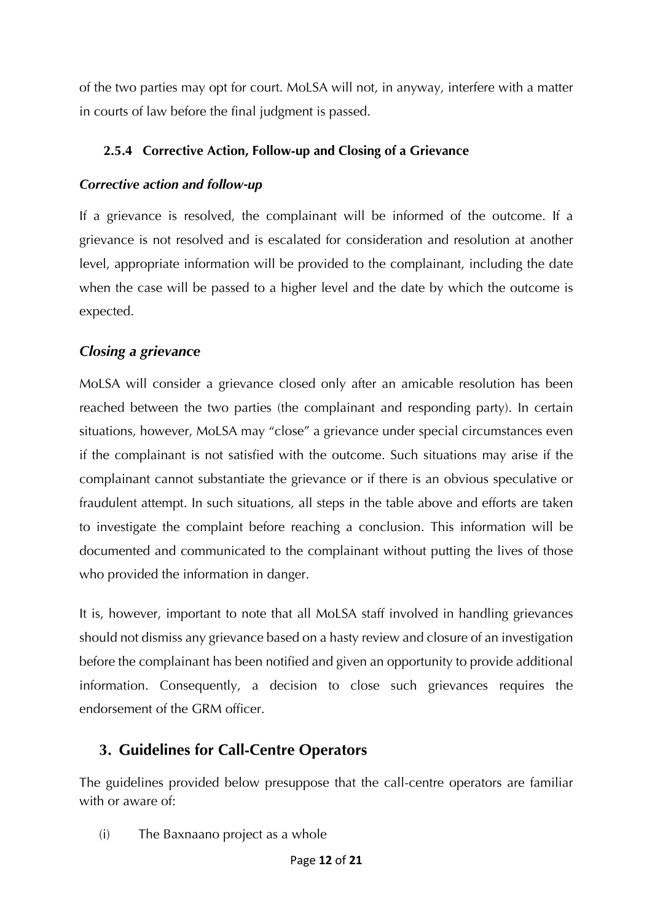of the two parties may opt for court. MoLSA will not, in anyway, interfere with a matter in courts of law before the final judgment is passed.

#### 2.5.4 Corrective Action, Follow-up and Closing of a Grievance

***Corrective action and follow-up***

If a grievance is resolved, the complainant will be informed of the outcome. If a grievance is not resolved and is escalated for consideration and resolution at another level, appropriate information will be provided to the complainant, including the date when the case will be passed to a higher level and the date by which the outcome is expected.

### *Closing a grievance*

MoLSA will consider a grievance closed only after an amicable resolution has been reached between the two parties (the complainant and responding party). In certain situations, however, MoLSA may "close" a grievance under special circumstances even if the complainant is not satisfied with the outcome. Such situations may arise if the complainant cannot substantiate the grievance or if there is an obvious speculative or fraudulent attempt. In such situations, all steps in the table above and efforts are taken to investigate the complaint before reaching a conclusion. This information will be documented and communicated to the complainant without putting the lives of those who provided the information in danger.

It is, however, important to note that all MoLSA staff involved in handling grievances should not dismiss any grievance based on a hasty review and closure of an investigation before the complainant has been notified and given an opportunity to provide additional information. Consequently, a decision to close such grievances requires the endorsement of the GRM officer.

## 3. Guidelines for Call-Centre Operators

The guidelines provided below presuppose that the call-centre operators are familiar with or aware of:

(i) The Baxnaano project as a whole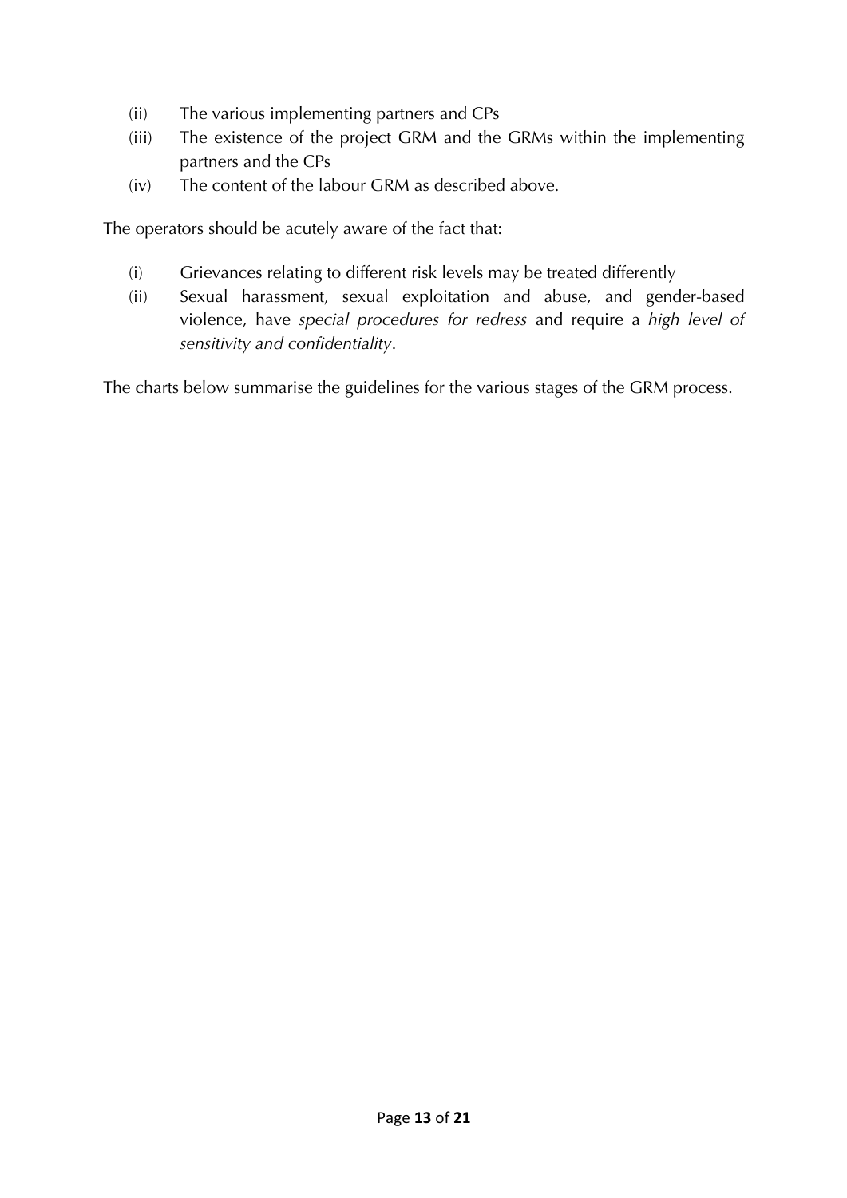(ii) The various implementing partners and CPs

(iii) The existence of the project GRM and the GRMs within the implementing partners and the CPs

(iv) The content of the labour GRM as described above.

The operators should be acutely aware of the fact that:

(i) Grievances relating to different risk levels may be treated differently

(ii) Sexual harassment, sexual exploitation and abuse, and gender-based violence, have *special procedures for redress* and require a *high level of sensitivity and confidentiality*.

The charts below summarise the guidelines for the various stages of the GRM process.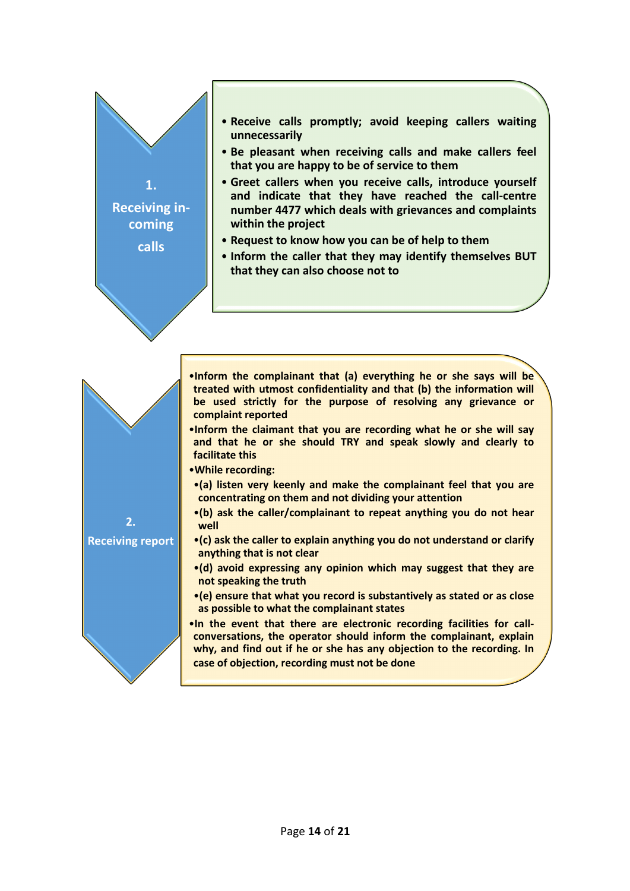## 1. Receiving in-coming calls

- **Receive calls promptly; avoid keeping callers waiting unnecessarily**
- **Be pleasant when receiving calls and make callers feel that you are happy to be of service to them**
- **Greet callers when you receive calls, introduce yourself and indicate that they have reached the call-centre number 4477 which deals with grievances and complaints within the project**
- **Request to know how you can be of help to them**
- **Inform the caller that they may identify themselves BUT that they can also choose not to**

## 2. Receiving report

- **Inform the complainant that (a) everything he or she says will be treated with utmost confidentiality and that (b) the information will be used strictly for the purpose of resolving any grievance or complaint reported**
- **Inform the claimant that you are recording what he or she will say and that he or she should TRY and speak slowly and clearly to facilitate this**
- **While recording:**
  - **(a) listen very keenly and make the complainant feel that you are concentrating on them and not dividing your attention**
  - **(b) ask the caller/complainant to repeat anything you do not hear well**
  - **(c) ask the caller to explain anything you do not understand or clarify anything that is not clear**
  - **(d) avoid expressing any opinion which may suggest that they are not speaking the truth**
  - **(e) ensure that what you record is substantively as stated or as close as possible to what the complainant states**
- **In the event that there are electronic recording facilities for call-conversations, the operator should inform the complainant, explain why, and find out if he or she has any objection to the recording. In case of objection, recording must not be done**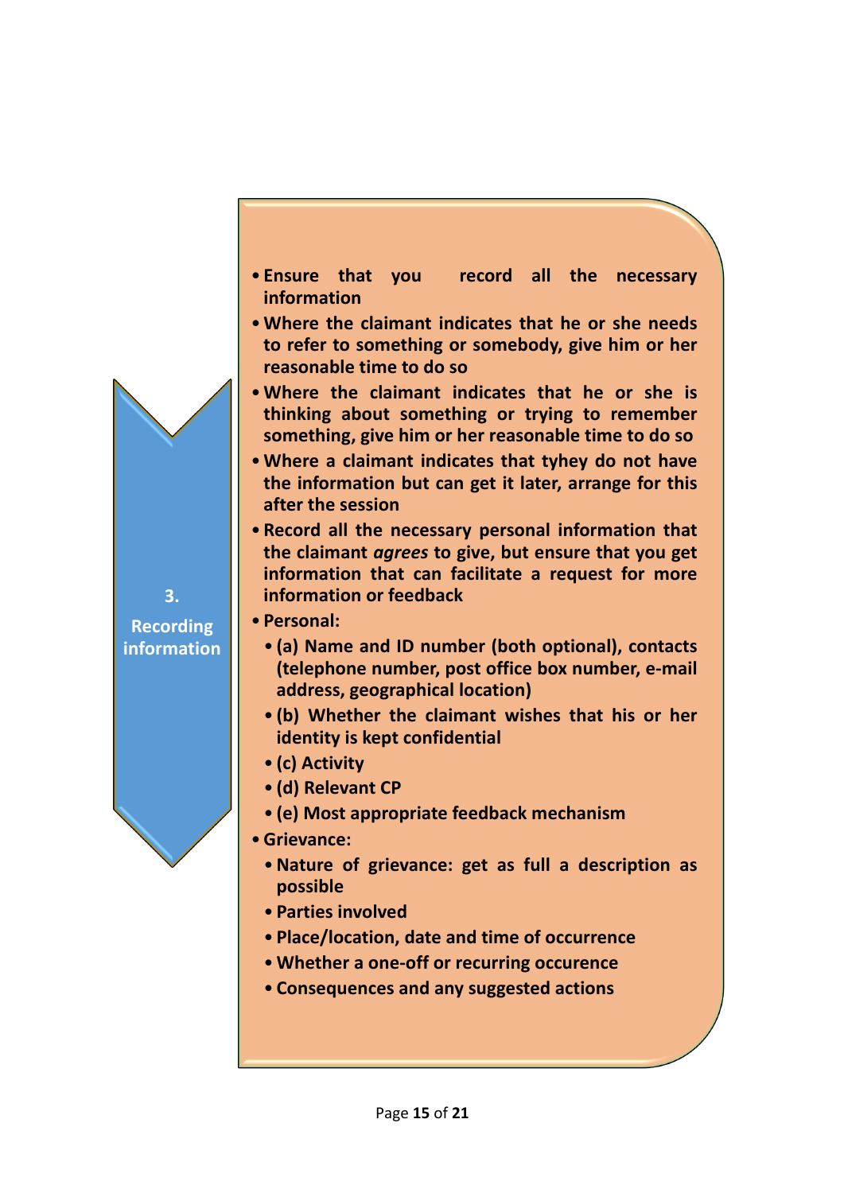### 3. Recording information

- Ensure that you record all the necessary information
- Where the claimant indicates that he or she needs to refer to something or somebody, give him or her reasonable time to do so
- Where the claimant indicates that he or she is thinking about something or trying to remember something, give him or her reasonable time to do so
- Where a claimant indicates that tyhey do not have the information but can get it later, arrange for this after the session
- Record all the necessary personal information that the claimant *agrees* to give, but ensure that you get information that can facilitate a request for more information or feedback
- Personal:
  - (a) Name and ID number (both optional), contacts (telephone number, post office box number, e-mail address, geographical location)
  - (b) Whether the claimant wishes that his or her identity is kept confidential
  - (c) Activity
  - (d) Relevant CP
  - (e) Most appropriate feedback mechanism
- Grievance:
  - Nature of grievance: get as full a description as possible
  - Parties involved
  - Place/location, date and time of occurrence
  - Whether a one-off or recurring occurence
  - Consequences and any suggested actions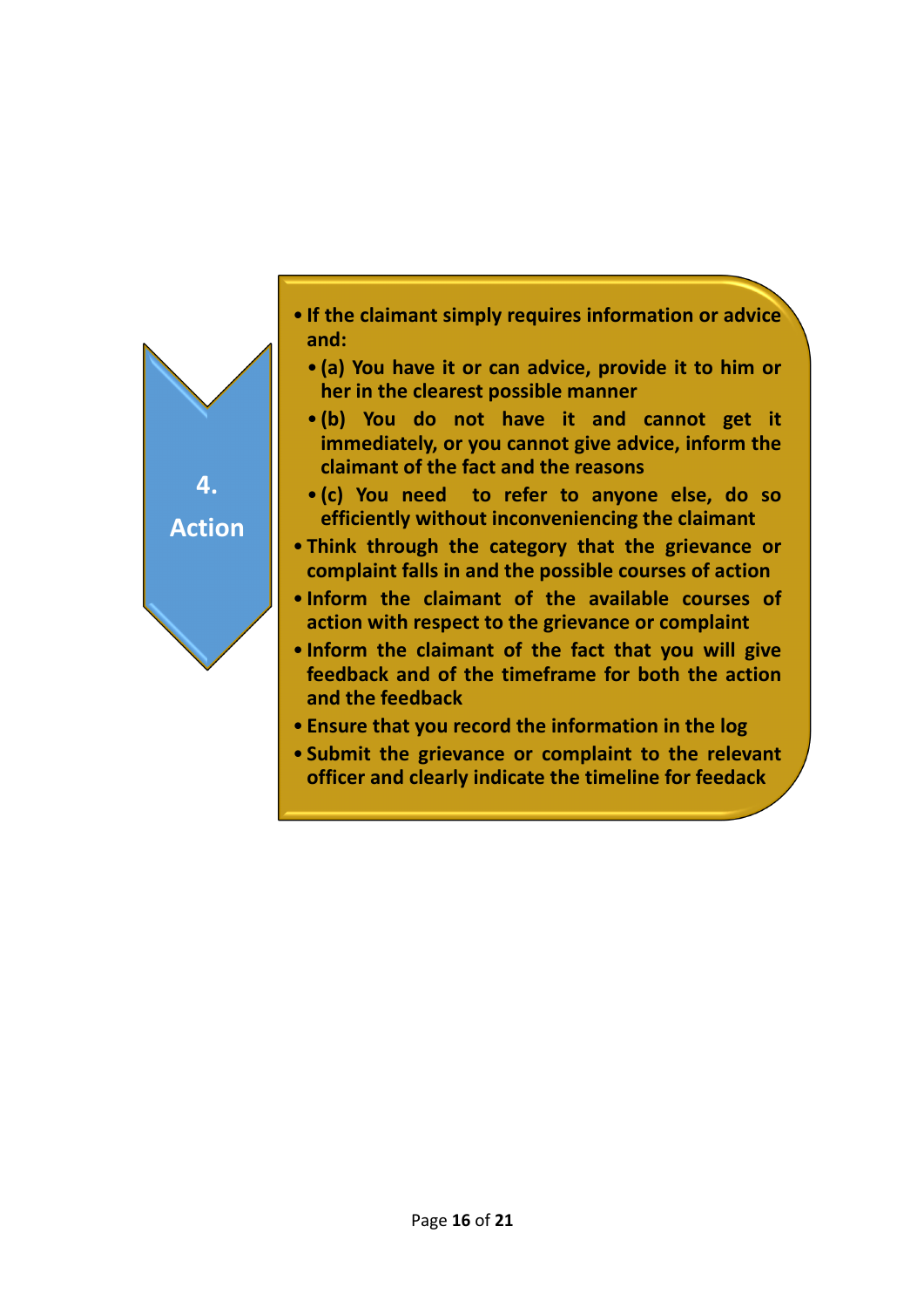## 4. Action

- **If the claimant simply requires information or advice and:**
  - **(a) You have it or can advice, provide it to him or her in the clearest possible manner**
  - **(b) You do not have it and cannot get it immediately, or you cannot give advice, inform the claimant of the fact and the reasons**
  - **(c) You need to refer to anyone else, do so efficiently without inconveniencing the claimant**
- **Think through the category that the grievance or complaint falls in and the possible courses of action**
- **Inform the claimant of the available courses of action with respect to the grievance or complaint**
- **Inform the claimant of the fact that you will give feedback and of the timeframe for both the action and the feedback**
- **Ensure that you record the information in the log**
- **Submit the grievance or complaint to the relevant officer and clearly indicate the timeline for feedack**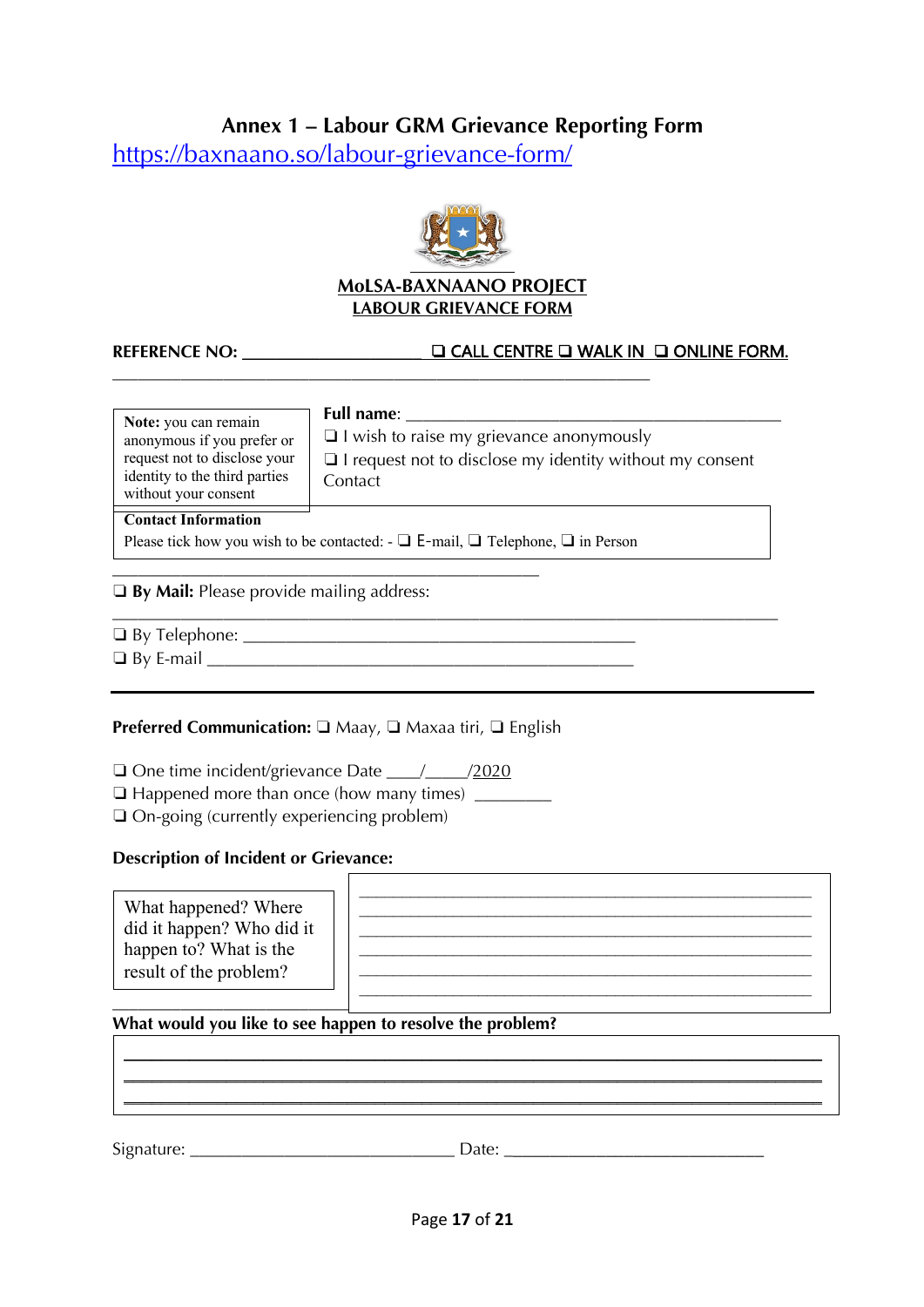## Annex 1 – Labour GRM Grievance Reporting Form

https://baxnaano.so/labour-grievance-form/

**MoLSA-BAXNAANO PROJECT**
**LABOUR GRIEVANCE FORM**

**REFERENCE NO:** ____________________ ❑ **CALL CENTRE** ❑ **WALK IN** ❑ **ONLINE FORM.**

____________________________________________________________

**Note:** you can remain anonymous if you prefer or request not to disclose your identity to the third parties without your consent

**Full name**: ____________________________________________

❑ I wish to raise my grievance anonymously

❑ I request not to disclose my identity without my consent

Contact

**Contact Information**

Please tick how you wish to be contacted: - ❑ E-mail, ❑ Telephone, ❑ in Person

_______________________________________________

❑ **By Mail:** Please provide mailing address:

___________________________________________________________________________

❑ By Telephone: ____________________________________________

❑ By E-mail ______________________________________________

---

**Preferred Communication:** ❑ Maay, ❑ Maxaa tiri, ❑ English

❑ One time incident/grievance Date ___/____/2020

❑ Happened more than once (how many times) ________

❑ On-going (currently experiencing problem)

**Description of Incident or Grievance:**

What happened? Where did it happen? Who did it happen to? What is the result of the problem?

__________________________________________________

__________________________________________________

__________________________________________________

__________________________________________________

__________________________________________________

__________________________________________________

**What would you like to see happen to resolve the problem?**

___________________________________________________________________________

___________________________________________________________________________

___________________________________________________________________________

Signature: _____________________________ Date: ____________________________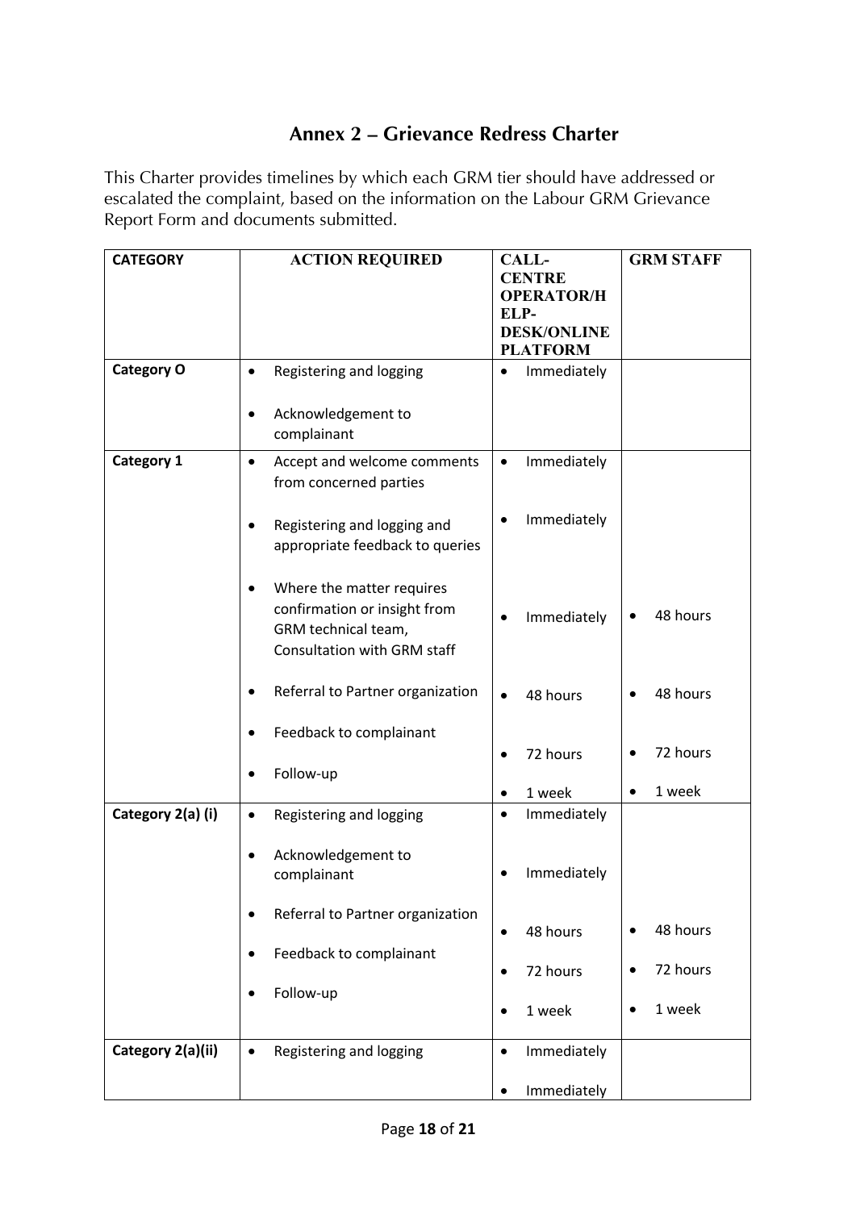## Annex 2 – Grievance Redress Charter

This Charter provides timelines by which each GRM tier should have addressed or escalated the complaint, based on the information on the Labour GRM Grievance Report Form and documents submitted.

| CATEGORY | ACTION REQUIRED | CALL-CENTRE OPERATOR/HELP-DESK/ONLINE PLATFORM | GRM STAFF |
|---|---|---|---|
| **Category O** | • Registering and logging<br>• Acknowledgement to complainant | • Immediately | |
| **Category 1** | • Accept and welcome comments from concerned parties<br>• Registering and logging and appropriate feedback to queries<br>• Where the matter requires confirmation or insight from GRM technical team, Consultation with GRM staff<br>• Referral to Partner organization<br>• Feedback to complainant<br>• Follow-up | • Immediately<br>• Immediately<br>• Immediately<br>• 48 hours<br>• 72 hours<br>• 1 week | • 48 hours<br>• 48 hours<br>• 72 hours<br>• 1 week |
| **Category 2(a) (i)** | • Registering and logging<br>• Acknowledgement to complainant<br>• Referral to Partner organization<br>• Feedback to complainant<br>• Follow-up | • Immediately<br>• Immediately<br>• 48 hours<br>• 72 hours<br>• 1 week | • 48 hours<br>• 72 hours<br>• 1 week |
| **Category 2(a)(ii)** | • Registering and logging | • Immediately<br>• Immediately | |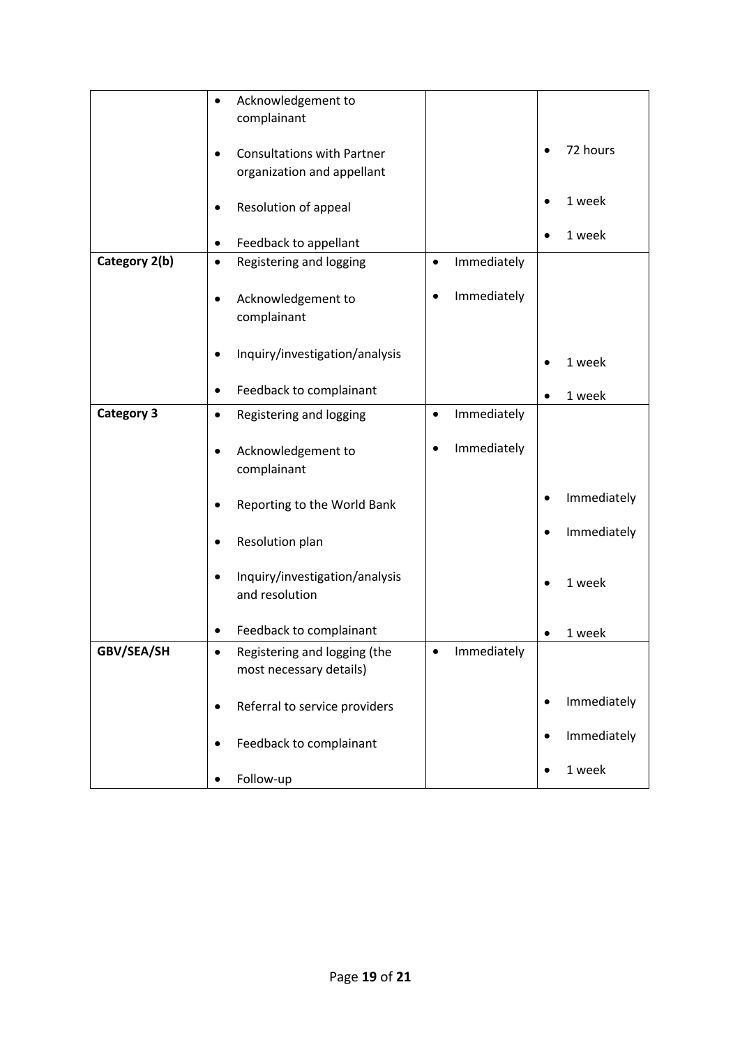| | | | |
|---|---|---|---|
| | • Acknowledgement to complainant<br>• Consultations with Partner organization and appellant<br>• Resolution of appeal<br>• Feedback to appellant | | • 72 hours<br>• 1 week<br>• 1 week |
| **Category 2(b)** | • Registering and logging<br>• Acknowledgement to complainant<br>• Inquiry/investigation/analysis<br>• Feedback to complainant | • Immediately<br>• Immediately | • 1 week<br>• 1 week |
| **Category 3** | • Registering and logging<br>• Acknowledgement to complainant<br>• Reporting to the World Bank<br>• Resolution plan<br>• Inquiry/investigation/analysis and resolution<br>• Feedback to complainant | • Immediately<br>• Immediately | • Immediately<br>• Immediately<br>• 1 week<br>• 1 week |
| **GBV/SEA/SH** | • Registering and logging (the most necessary details)<br>• Referral to service providers<br>• Feedback to complainant<br>• Follow-up | • Immediately | • Immediately<br>• Immediately<br>• 1 week |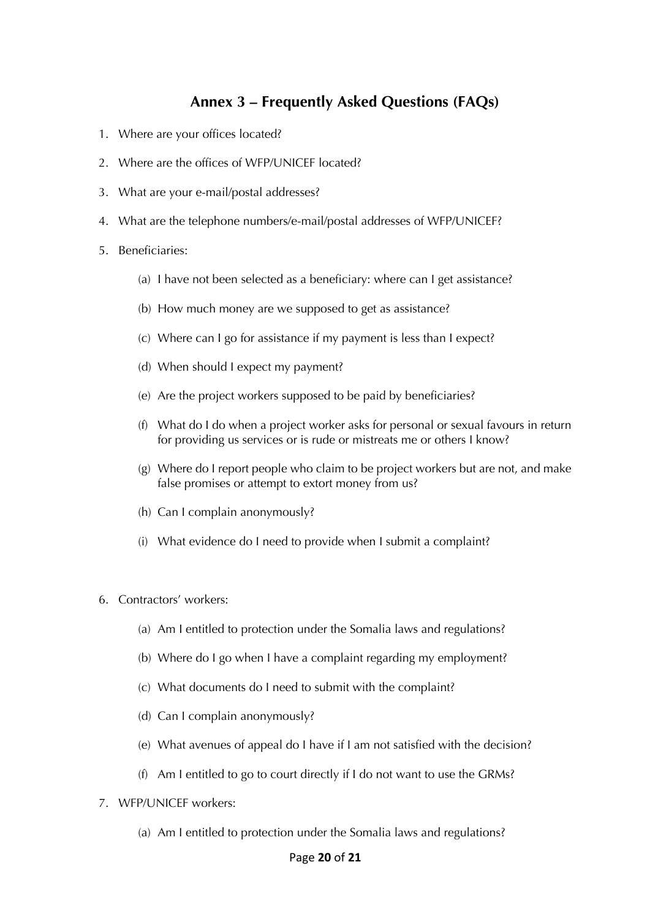## Annex 3 – Frequently Asked Questions (FAQs)

1. Where are your offices located?
2. Where are the offices of WFP/UNICEF located?
3. What are your e-mail/postal addresses?
4. What are the telephone numbers/e-mail/postal addresses of WFP/UNICEF?
5. Beneficiaries:
   - (a) I have not been selected as a beneficiary: where can I get assistance?
   - (b) How much money are we supposed to get as assistance?
   - (c) Where can I go for assistance if my payment is less than I expect?
   - (d) When should I expect my payment?
   - (e) Are the project workers supposed to be paid by beneficiaries?
   - (f) What do I do when a project worker asks for personal or sexual favours in return for providing us services or is rude or mistreats me or others I know?
   - (g) Where do I report people who claim to be project workers but are not, and make false promises or attempt to extort money from us?
   - (h) Can I complain anonymously?
   - (i) What evidence do I need to provide when I submit a complaint?
6. Contractors' workers:
   - (a) Am I entitled to protection under the Somalia laws and regulations?
   - (b) Where do I go when I have a complaint regarding my employment?
   - (c) What documents do I need to submit with the complaint?
   - (d) Can I complain anonymously?
   - (e) What avenues of appeal do I have if I am not satisfied with the decision?
   - (f) Am I entitled to go to court directly if I do not want to use the GRMs?
7. WFP/UNICEF workers:
   - (a) Am I entitled to protection under the Somalia laws and regulations?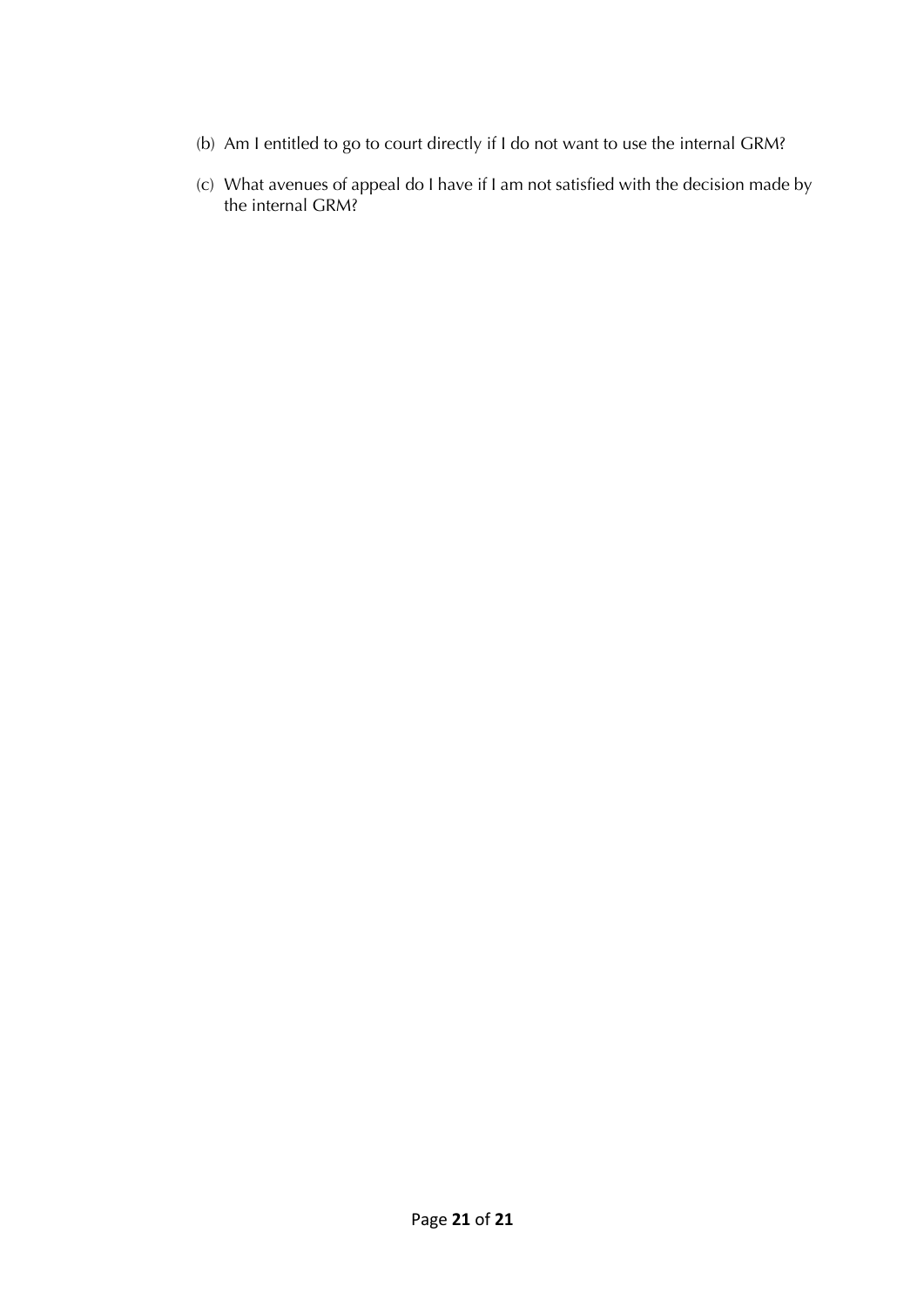(b) Am I entitled to go to court directly if I do not want to use the internal GRM?

(c) What avenues of appeal do I have if I am not satisfied with the decision made by the internal GRM?